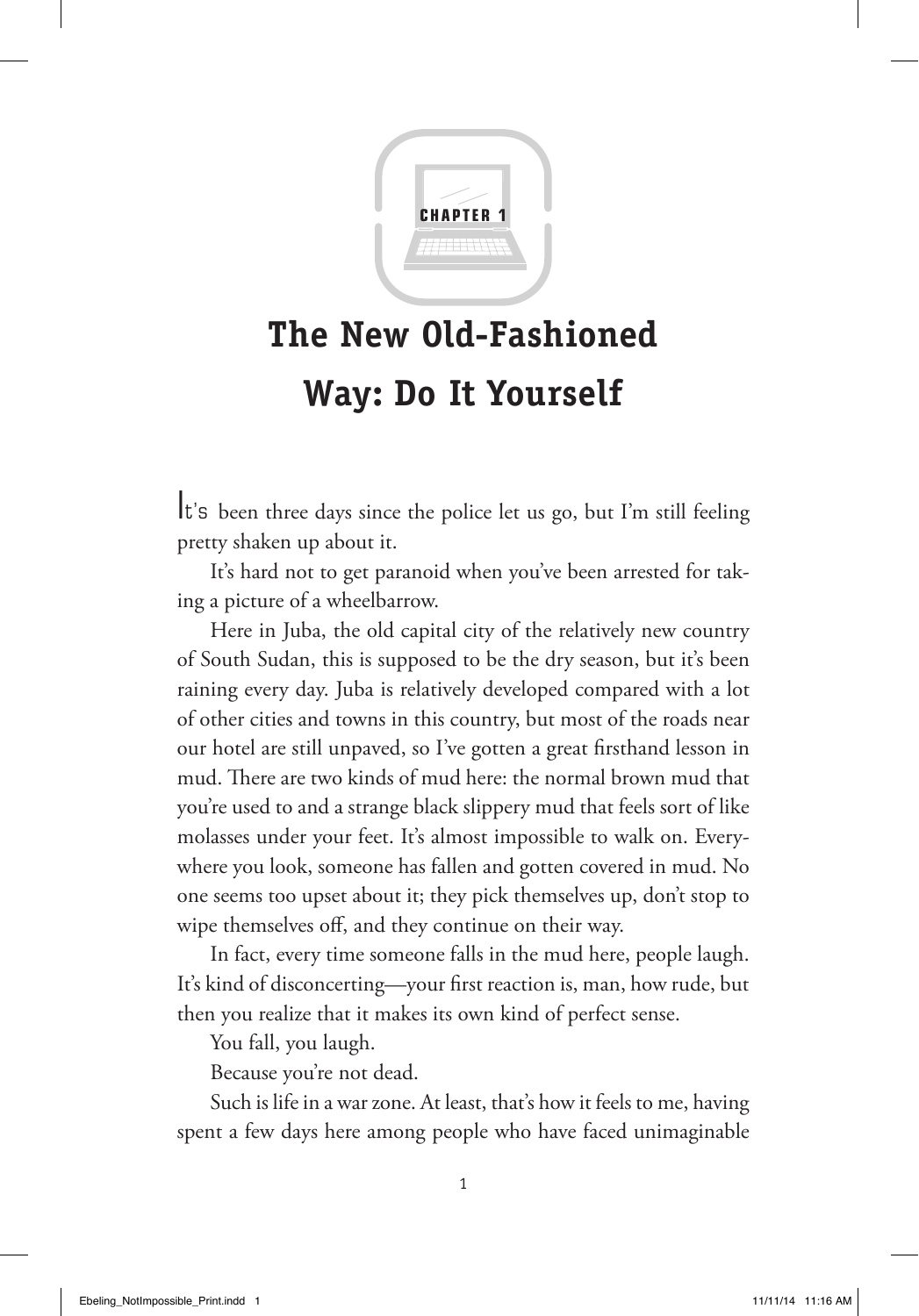CHAPTER 1

# The New Old-Fashioned Way: Do It Yourself

It's been three days since the police let us go, but I'm still feeling pretty shaken up about it.

It's hard not to get paranoid when you've been arrested for taking a picture of a wheelbarrow.

Here in Juba, the old capital city of the relatively new country of South Sudan, this is supposed to be the dry season, but it's been raining every day. Juba is relatively developed compared with a lot of other cities and towns in this country, but most of the roads near our hotel are still unpaved, so I've gotten a great firsthand lesson in mud. There are two kinds of mud here: the normal brown mud that you're used to and a strange black slippery mud that feels sort of like molasses under your feet. It's almost impossible to walk on. Everywhere you look, someone has fallen and gotten covered in mud. No one seems too upset about it; they pick themselves up, don't stop to wipe themselves off, and they continue on their way.

In fact, every time someone falls in the mud here, people laugh. It's kind of disconcerting—your first reaction is, man, how rude, but then you realize that it makes its own kind of perfect sense.

You fall, you laugh.

Because you're not dead.

Such is life in a war zone. At least, that's how it feels to me, having spent a few days here among people who have faced unimaginable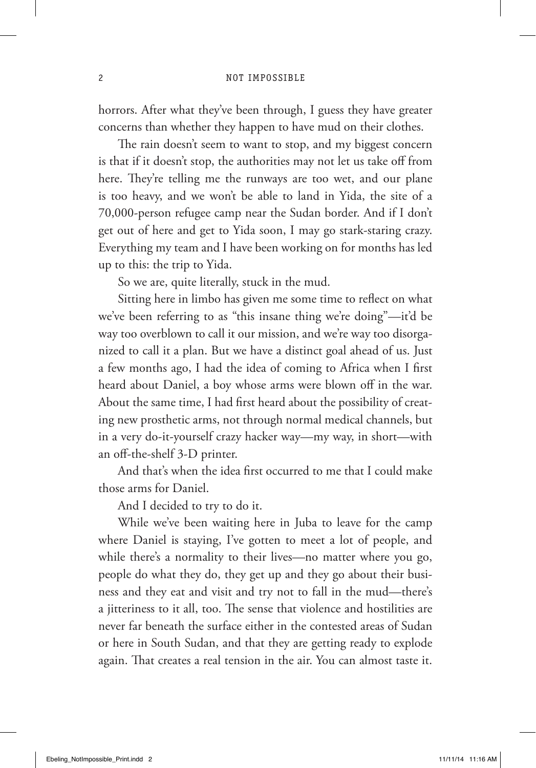horrors. After what they've been through, I guess they have greater concerns than whether they happen to have mud on their clothes.

The rain doesn't seem to want to stop, and my biggest concern is that if it doesn't stop, the authorities may not let us take off from here. They're telling me the runways are too wet, and our plane is too heavy, and we won't be able to land in Yida, the site of a 70,000-person refugee camp near the Sudan border. And if I don't get out of here and get to Yida soon, I may go stark-staring crazy. Everything my team and I have been working on for months has led up to this: the trip to Yida.

So we are, quite literally, stuck in the mud.

Sitting here in limbo has given me some time to reflect on what we've been referring to as "this insane thing we're doing"—it'd be way too overblown to call it our mission, and we're way too disorganized to call it a plan. But we have a distinct goal ahead of us. Just a few months ago, I had the idea of coming to Africa when I first heard about Daniel, a boy whose arms were blown off in the war. About the same time, I had first heard about the possibility of creating new prosthetic arms, not through normal medical channels, but in a very do-it-yourself crazy hacker way—my way, in short—with an off-the-shelf 3-D printer.

And that's when the idea first occurred to me that I could make those arms for Daniel.

And I decided to try to do it.

While we've been waiting here in Juba to leave for the camp where Daniel is staying, I've gotten to meet a lot of people, and while there's a normality to their lives—no matter where you go, people do what they do, they get up and they go about their business and they eat and visit and try not to fall in the mud—there's a jitteriness to it all, too. The sense that violence and hostilities are never far beneath the surface either in the contested areas of Sudan or here in South Sudan, and that they are getting ready to explode again. That creates a real tension in the air. You can almost taste it.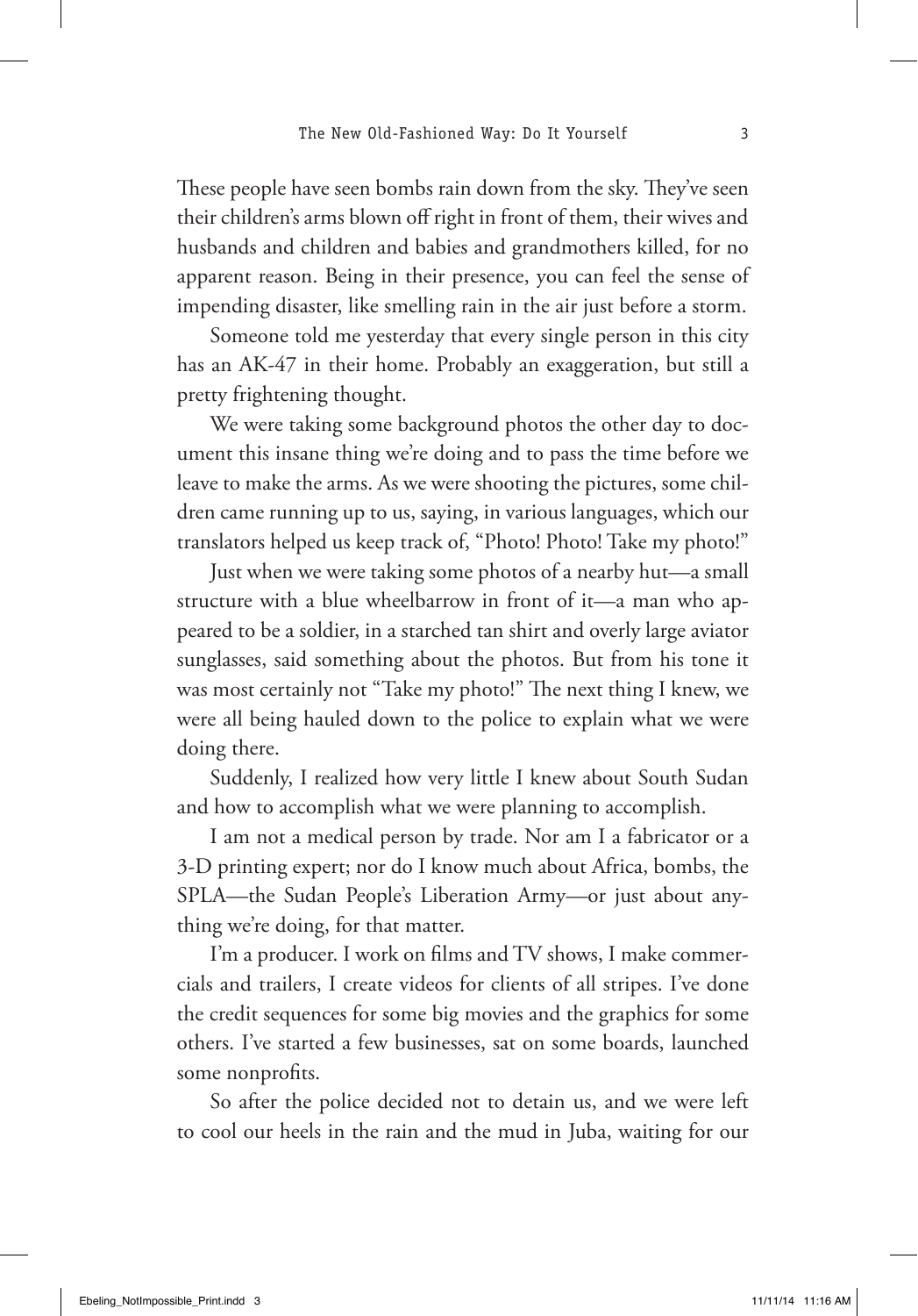These people have seen bombs rain down from the sky. They've seen their children's arms blown off right in front of them, their wives and husbands and children and babies and grandmothers killed, for no apparent reason. Being in their presence, you can feel the sense of impending disaster, like smelling rain in the air just before a storm.

Someone told me yesterday that every single person in this city has an AK-47 in their home. Probably an exaggeration, but still a pretty frightening thought.

We were taking some background photos the other day to document this insane thing we're doing and to pass the time before we leave to make the arms. As we were shooting the pictures, some children came running up to us, saying, in various languages, which our translators helped us keep track of, "Photo! Photo! Take my photo!"

Just when we were taking some photos of a nearby hut—a small structure with a blue wheelbarrow in front of it—a man who appeared to be a soldier, in a starched tan shirt and overly large aviator sunglasses, said something about the photos. But from his tone it was most certainly not "Take my photo!" The next thing I knew, we were all being hauled down to the police to explain what we were doing there.

Suddenly, I realized how very little I knew about South Sudan and how to accomplish what we were planning to accomplish.

I am not a medical person by trade. Nor am I a fabricator or a 3-D printing expert; nor do I know much about Africa, bombs, the SPLA—the Sudan People's Liberation Army—or just about anything we're doing, for that matter.

I'm a producer. I work on films and TV shows, I make commercials and trailers, I create videos for clients of all stripes. I've done the credit sequences for some big movies and the graphics for some others. I've started a few businesses, sat on some boards, launched some nonprofits.

So after the police decided not to detain us, and we were left to cool our heels in the rain and the mud in Juba, waiting for our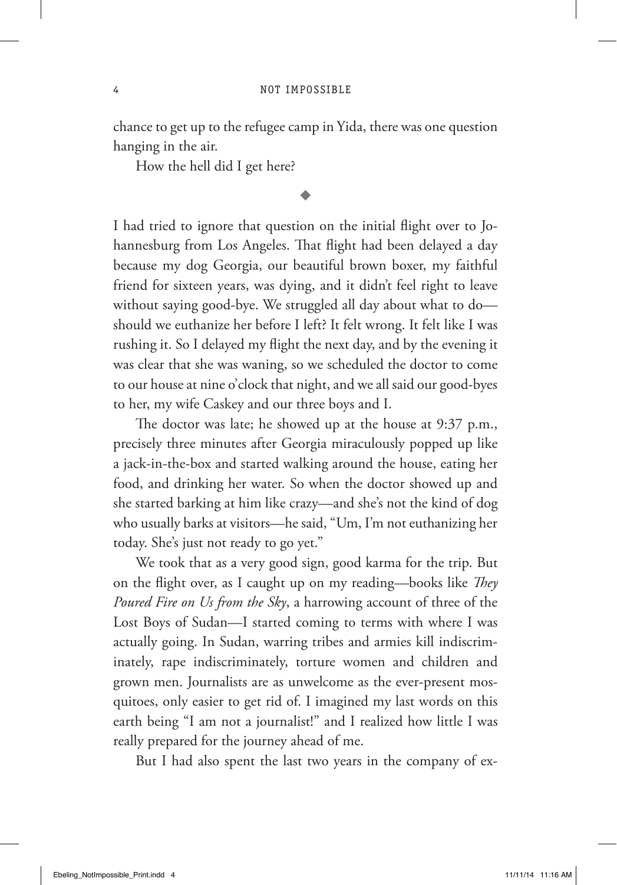chance to get up to the refugee camp in Yida, there was one question hanging in the air.

How the hell did I get here?

◆

I had tried to ignore that question on the initial flight over to Johannesburg from Los Angeles. That flight had been delayed a day because my dog Georgia, our beautiful brown boxer, my faithful friend for sixteen years, was dying, and it didn't feel right to leave without saying good-bye. We struggled all day about what to do—should we euthanize her before I left? It felt wrong. It felt like I was rushing it. So I delayed my flight the next day, and by the evening it was clear that she was waning, so we scheduled the doctor to come to our house at nine o'clock that night, and we all said our good-byes to her, my wife Caskey and our three boys and I.

The doctor was late; he showed up at the house at 9:37 p.m., precisely three minutes after Georgia miraculously popped up like a jack-in-the-box and started walking around the house, eating her food, and drinking her water. So when the doctor showed up and she started barking at him like crazy—and she's not the kind of dog who usually barks at visitors—he said, "Um, I'm not euthanizing her today. She's just not ready to go yet."

We took that as a very good sign, good karma for the trip. But on the flight over, as I caught up on my reading—books like *They Poured Fire on Us from the Sky*, a harrowing account of three of the Lost Boys of Sudan—I started coming to terms with where I was actually going. In Sudan, warring tribes and armies kill indiscriminately, rape indiscriminately, torture women and children and grown men. Journalists are as unwelcome as the ever-present mosquitoes, only easier to get rid of. I imagined my last words on this earth being "I am not a journalist!" and I realized how little I was really prepared for the journey ahead of me.

But I had also spent the last two years in the company of ex-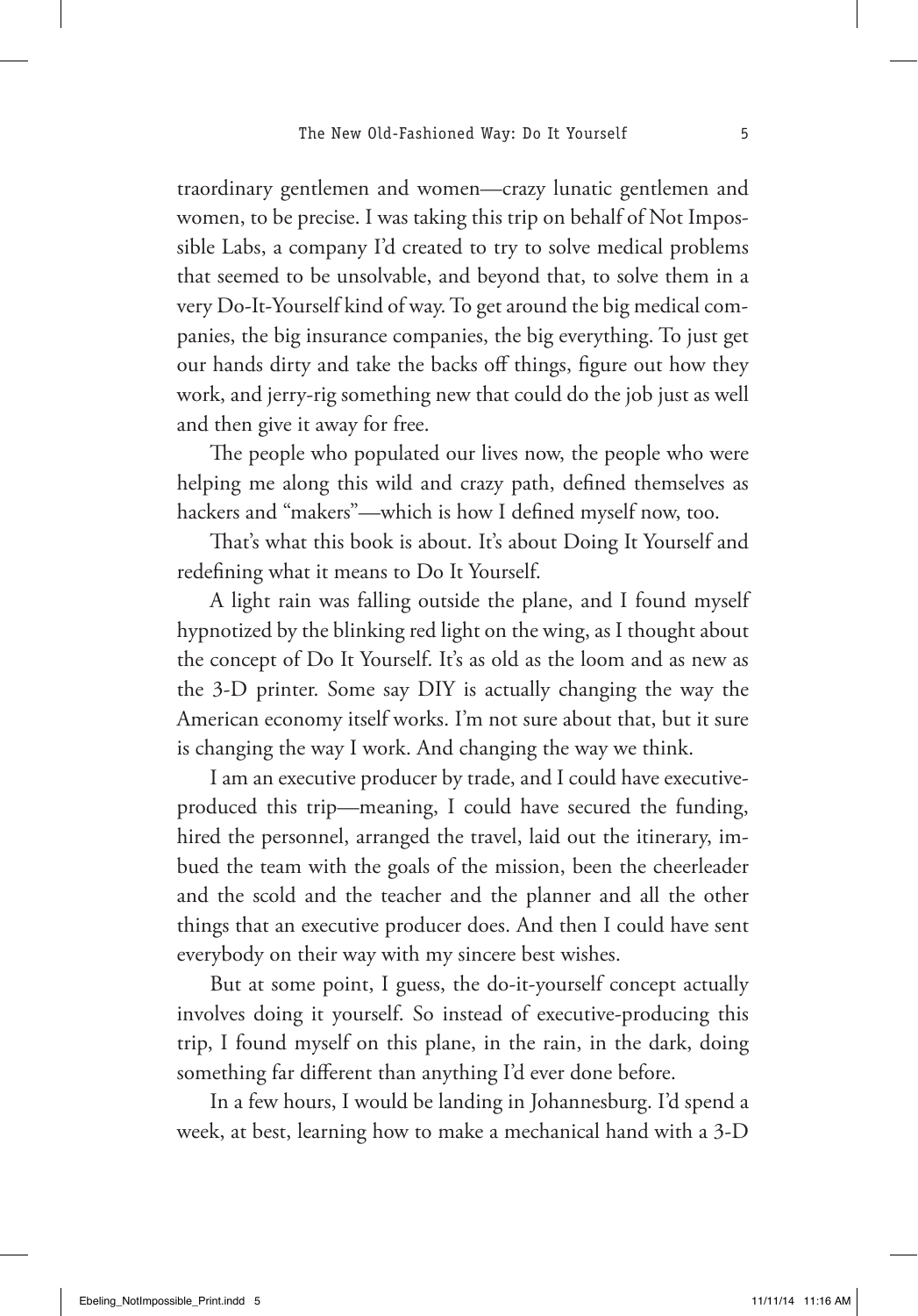traordinary gentlemen and women—crazy lunatic gentlemen and women, to be precise. I was taking this trip on behalf of Not Impossible Labs, a company I'd created to try to solve medical problems that seemed to be unsolvable, and beyond that, to solve them in a very Do-It-Yourself kind of way. To get around the big medical companies, the big insurance companies, the big everything. To just get our hands dirty and take the backs off things, figure out how they work, and jerry-rig something new that could do the job just as well and then give it away for free.

The people who populated our lives now, the people who were helping me along this wild and crazy path, defined themselves as hackers and "makers"—which is how I defined myself now, too.

That's what this book is about. It's about Doing It Yourself and redefining what it means to Do It Yourself.

A light rain was falling outside the plane, and I found myself hypnotized by the blinking red light on the wing, as I thought about the concept of Do It Yourself. It's as old as the loom and as new as the 3-D printer. Some say DIY is actually changing the way the American economy itself works. I'm not sure about that, but it sure is changing the way I work. And changing the way we think.

I am an executive producer by trade, and I could have executive-produced this trip—meaning, I could have secured the funding, hired the personnel, arranged the travel, laid out the itinerary, imbued the team with the goals of the mission, been the cheerleader and the scold and the teacher and the planner and all the other things that an executive producer does. And then I could have sent everybody on their way with my sincere best wishes.

But at some point, I guess, the do-it-yourself concept actually involves doing it yourself. So instead of executive-producing this trip, I found myself on this plane, in the rain, in the dark, doing something far different than anything I'd ever done before.

In a few hours, I would be landing in Johannesburg. I'd spend a week, at best, learning how to make a mechanical hand with a 3-D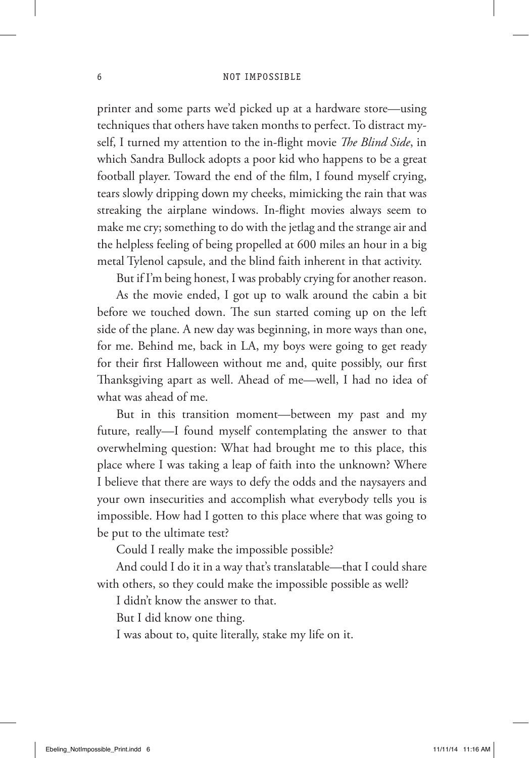printer and some parts we'd picked up at a hardware store—using techniques that others have taken months to perfect. To distract myself, I turned my attention to the in-flight movie *The Blind Side*, in which Sandra Bullock adopts a poor kid who happens to be a great football player. Toward the end of the film, I found myself crying, tears slowly dripping down my cheeks, mimicking the rain that was streaking the airplane windows. In-flight movies always seem to make me cry; something to do with the jetlag and the strange air and the helpless feeling of being propelled at 600 miles an hour in a big metal Tylenol capsule, and the blind faith inherent in that activity.

But if I'm being honest, I was probably crying for another reason.

As the movie ended, I got up to walk around the cabin a bit before we touched down. The sun started coming up on the left side of the plane. A new day was beginning, in more ways than one, for me. Behind me, back in LA, my boys were going to get ready for their first Halloween without me and, quite possibly, our first Thanksgiving apart as well. Ahead of me—well, I had no idea of what was ahead of me.

But in this transition moment—between my past and my future, really—I found myself contemplating the answer to that overwhelming question: What had brought me to this place, this place where I was taking a leap of faith into the unknown? Where I believe that there are ways to defy the odds and the naysayers and your own insecurities and accomplish what everybody tells you is impossible. How had I gotten to this place where that was going to be put to the ultimate test?

Could I really make the impossible possible?

And could I do it in a way that's translatable—that I could share with others, so they could make the impossible possible as well?

I didn't know the answer to that.

But I did know one thing.

I was about to, quite literally, stake my life on it.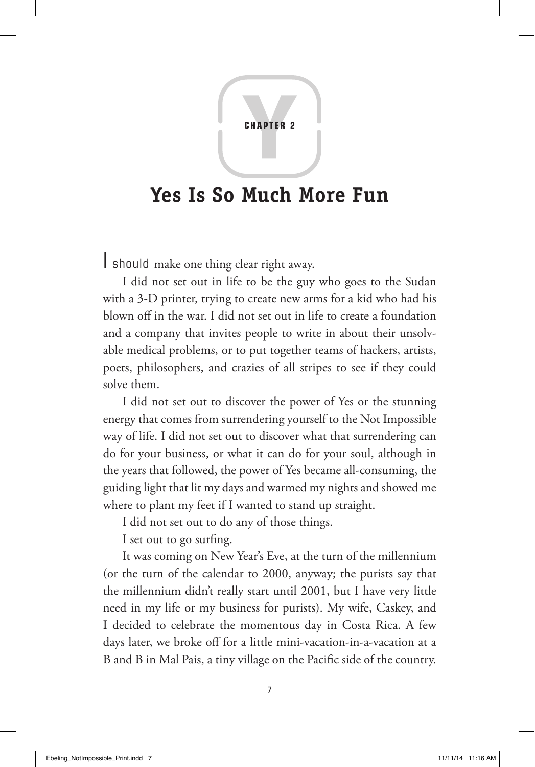CHAPTER 2

# Yes Is So Much More Fun

I should make one thing clear right away.

I did not set out in life to be the guy who goes to the Sudan with a 3-D printer, trying to create new arms for a kid who had his blown off in the war. I did not set out in life to create a foundation and a company that invites people to write in about their unsolvable medical problems, or to put together teams of hackers, artists, poets, philosophers, and crazies of all stripes to see if they could solve them.

I did not set out to discover the power of Yes or the stunning energy that comes from surrendering yourself to the Not Impossible way of life. I did not set out to discover what that surrendering can do for your business, or what it can do for your soul, although in the years that followed, the power of Yes became all-consuming, the guiding light that lit my days and warmed my nights and showed me where to plant my feet if I wanted to stand up straight.

I did not set out to do any of those things.

I set out to go surfing.

It was coming on New Year's Eve, at the turn of the millennium (or the turn of the calendar to 2000, anyway; the purists say that the millennium didn't really start until 2001, but I have very little need in my life or my business for purists). My wife, Caskey, and I decided to celebrate the momentous day in Costa Rica. A few days later, we broke off for a little mini-vacation-in-a-vacation at a B and B in Mal Pais, a tiny village on the Pacific side of the country.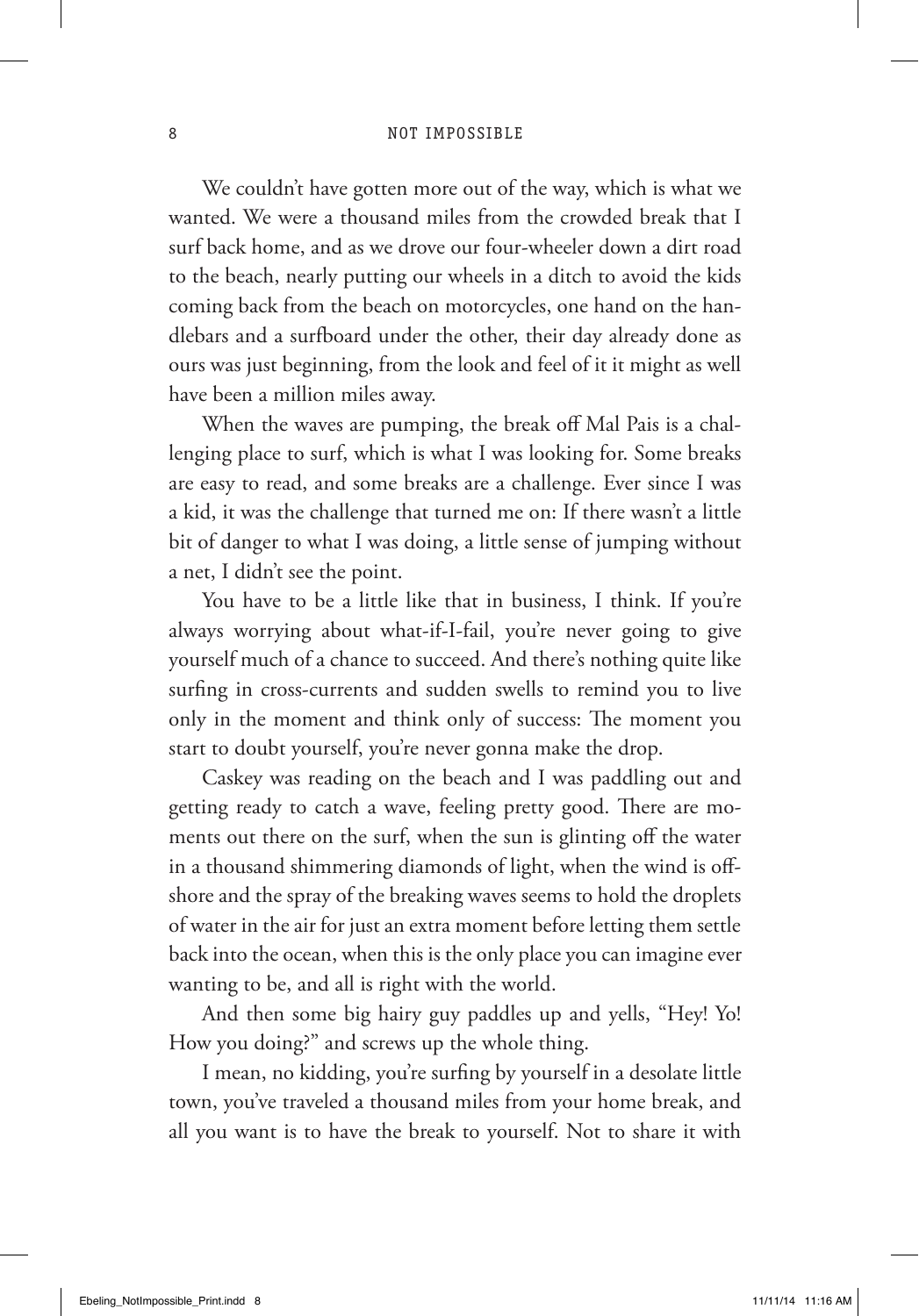We couldn't have gotten more out of the way, which is what we wanted. We were a thousand miles from the crowded break that I surf back home, and as we drove our four-wheeler down a dirt road to the beach, nearly putting our wheels in a ditch to avoid the kids coming back from the beach on motorcycles, one hand on the handlebars and a surfboard under the other, their day already done as ours was just beginning, from the look and feel of it it might as well have been a million miles away.

When the waves are pumping, the break off Mal Pais is a challenging place to surf, which is what I was looking for. Some breaks are easy to read, and some breaks are a challenge. Ever since I was a kid, it was the challenge that turned me on: If there wasn't a little bit of danger to what I was doing, a little sense of jumping without a net, I didn't see the point.

You have to be a little like that in business, I think. If you're always worrying about what-if-I-fail, you're never going to give yourself much of a chance to succeed. And there's nothing quite like surfing in cross-currents and sudden swells to remind you to live only in the moment and think only of success: The moment you start to doubt yourself, you're never gonna make the drop.

Caskey was reading on the beach and I was paddling out and getting ready to catch a wave, feeling pretty good. There are moments out there on the surf, when the sun is glinting off the water in a thousand shimmering diamonds of light, when the wind is offshore and the spray of the breaking waves seems to hold the droplets of water in the air for just an extra moment before letting them settle back into the ocean, when this is the only place you can imagine ever wanting to be, and all is right with the world.

And then some big hairy guy paddles up and yells, "Hey! Yo! How you doing?" and screws up the whole thing.

I mean, no kidding, you're surfing by yourself in a desolate little town, you've traveled a thousand miles from your home break, and all you want is to have the break to yourself. Not to share it with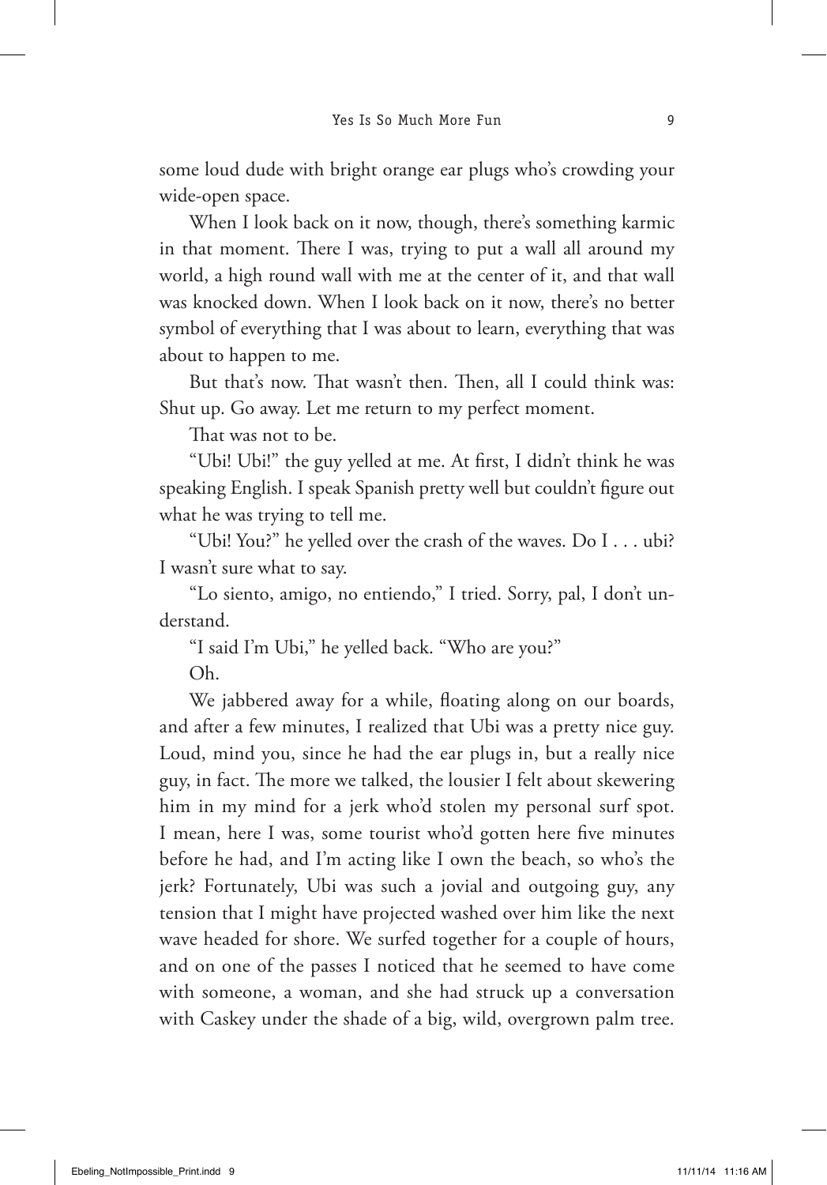some loud dude with bright orange ear plugs who's crowding your wide-open space.

When I look back on it now, though, there's something karmic in that moment. There I was, trying to put a wall all around my world, a high round wall with me at the center of it, and that wall was knocked down. When I look back on it now, there's no better symbol of everything that I was about to learn, everything that was about to happen to me.

But that's now. That wasn't then. Then, all I could think was: Shut up. Go away. Let me return to my perfect moment.

That was not to be.

"Ubi! Ubi!" the guy yelled at me. At first, I didn't think he was speaking English. I speak Spanish pretty well but couldn't figure out what he was trying to tell me.

"Ubi! You?" he yelled over the crash of the waves. Do I . . . ubi? I wasn't sure what to say.

"Lo siento, amigo, no entiendo," I tried. Sorry, pal, I don't understand.

"I said I'm Ubi," he yelled back. "Who are you?"

Oh.

We jabbered away for a while, floating along on our boards, and after a few minutes, I realized that Ubi was a pretty nice guy. Loud, mind you, since he had the ear plugs in, but a really nice guy, in fact. The more we talked, the lousier I felt about skewering him in my mind for a jerk who'd stolen my personal surf spot. I mean, here I was, some tourist who'd gotten here five minutes before he had, and I'm acting like I own the beach, so who's the jerk? Fortunately, Ubi was such a jovial and outgoing guy, any tension that I might have projected washed over him like the next wave headed for shore. We surfed together for a couple of hours, and on one of the passes I noticed that he seemed to have come with someone, a woman, and she had struck up a conversation with Caskey under the shade of a big, wild, overgrown palm tree.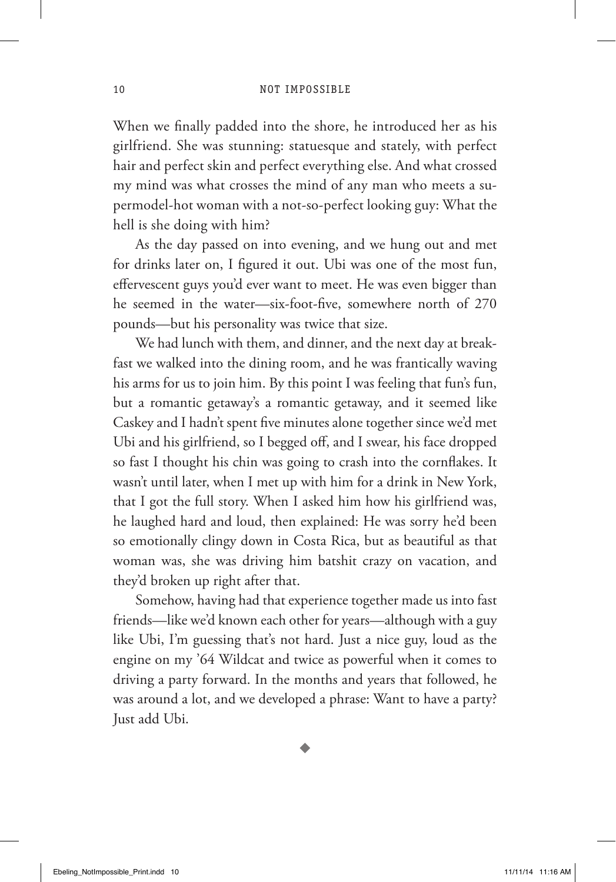When we finally padded into the shore, he introduced her as his girlfriend. She was stunning: statuesque and stately, with perfect hair and perfect skin and perfect everything else. And what crossed my mind was what crosses the mind of any man who meets a supermodel-hot woman with a not-so-perfect looking guy: What the hell is she doing with him?

As the day passed on into evening, and we hung out and met for drinks later on, I figured it out. Ubi was one of the most fun, effervescent guys you'd ever want to meet. He was even bigger than he seemed in the water—six-foot-five, somewhere north of 270 pounds—but his personality was twice that size.

We had lunch with them, and dinner, and the next day at breakfast we walked into the dining room, and he was frantically waving his arms for us to join him. By this point I was feeling that fun's fun, but a romantic getaway's a romantic getaway, and it seemed like Caskey and I hadn't spent five minutes alone together since we'd met Ubi and his girlfriend, so I begged off, and I swear, his face dropped so fast I thought his chin was going to crash into the cornflakes. It wasn't until later, when I met up with him for a drink in New York, that I got the full story. When I asked him how his girlfriend was, he laughed hard and loud, then explained: He was sorry he'd been so emotionally clingy down in Costa Rica, but as beautiful as that woman was, she was driving him batshit crazy on vacation, and they'd broken up right after that.

Somehow, having had that experience together made us into fast friends—like we'd known each other for years—although with a guy like Ubi, I'm guessing that's not hard. Just a nice guy, loud as the engine on my '64 Wildcat and twice as powerful when it comes to driving a party forward. In the months and years that followed, he was around a lot, and we developed a phrase: Want to have a party? Just add Ubi.

◆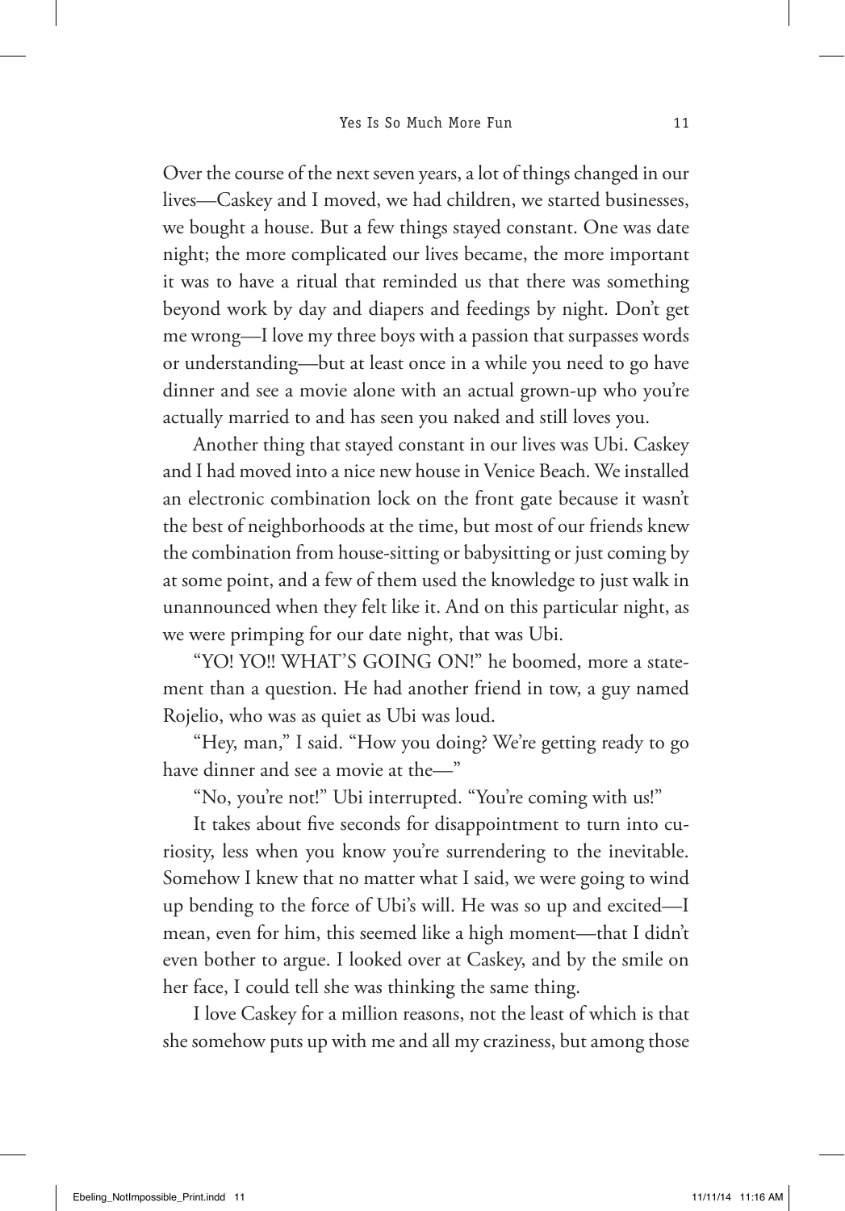Over the course of the next seven years, a lot of things changed in our lives—Caskey and I moved, we had children, we started businesses, we bought a house. But a few things stayed constant. One was date night; the more complicated our lives became, the more important it was to have a ritual that reminded us that there was something beyond work by day and diapers and feedings by night. Don't get me wrong—I love my three boys with a passion that surpasses words or understanding—but at least once in a while you need to go have dinner and see a movie alone with an actual grown-up who you're actually married to and has seen you naked and still loves you.

Another thing that stayed constant in our lives was Ubi. Caskey and I had moved into a nice new house in Venice Beach. We installed an electronic combination lock on the front gate because it wasn't the best of neighborhoods at the time, but most of our friends knew the combination from house-sitting or babysitting or just coming by at some point, and a few of them used the knowledge to just walk in unannounced when they felt like it. And on this particular night, as we were primping for our date night, that was Ubi.

"YO! YO!! WHAT'S GOING ON!" he boomed, more a statement than a question. He had another friend in tow, a guy named Rojelio, who was as quiet as Ubi was loud.

"Hey, man," I said. "How you doing? We're getting ready to go have dinner and see a movie at the—"

"No, you're not!" Ubi interrupted. "You're coming with us!"

It takes about five seconds for disappointment to turn into curiosity, less when you know you're surrendering to the inevitable. Somehow I knew that no matter what I said, we were going to wind up bending to the force of Ubi's will. He was so up and excited—I mean, even for him, this seemed like a high moment—that I didn't even bother to argue. I looked over at Caskey, and by the smile on her face, I could tell she was thinking the same thing.

I love Caskey for a million reasons, not the least of which is that she somehow puts up with me and all my craziness, but among those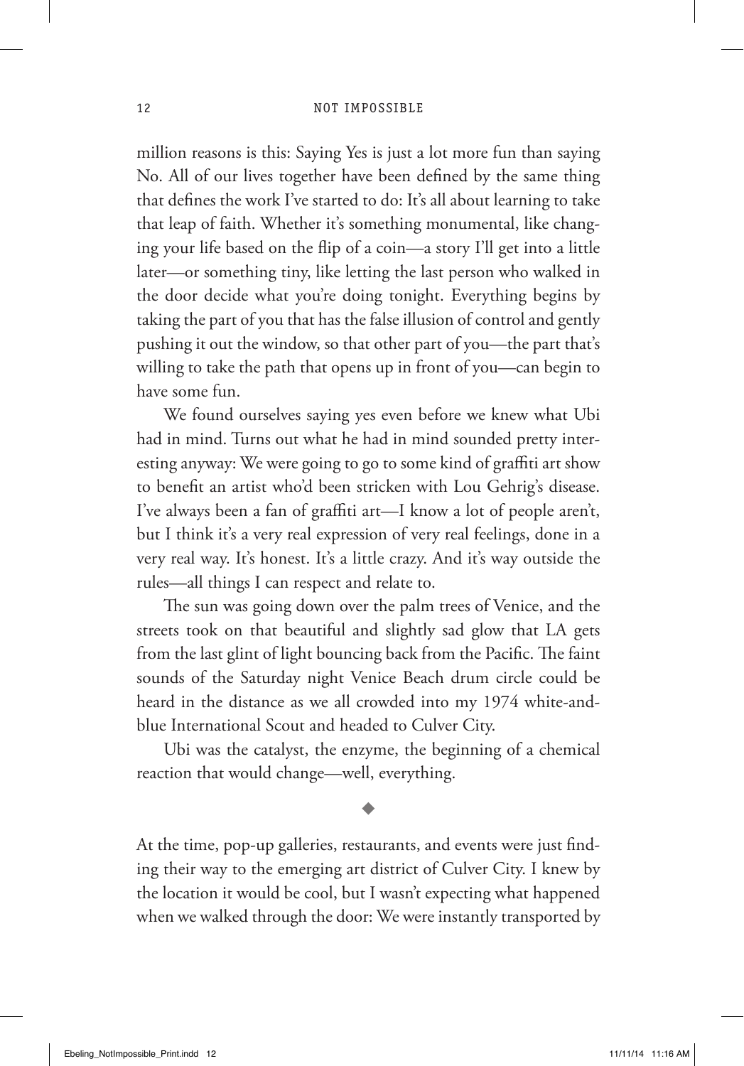million reasons is this: Saying Yes is just a lot more fun than saying No. All of our lives together have been defined by the same thing that defines the work I've started to do: It's all about learning to take that leap of faith. Whether it's something monumental, like changing your life based on the flip of a coin—a story I'll get into a little later—or something tiny, like letting the last person who walked in the door decide what you're doing tonight. Everything begins by taking the part of you that has the false illusion of control and gently pushing it out the window, so that other part of you—the part that's willing to take the path that opens up in front of you—can begin to have some fun.

We found ourselves saying yes even before we knew what Ubi had in mind. Turns out what he had in mind sounded pretty interesting anyway: We were going to go to some kind of graffiti art show to benefit an artist who'd been stricken with Lou Gehrig's disease. I've always been a fan of graffiti art—I know a lot of people aren't, but I think it's a very real expression of very real feelings, done in a very real way. It's honest. It's a little crazy. And it's way outside the rules—all things I can respect and relate to.

The sun was going down over the palm trees of Venice, and the streets took on that beautiful and slightly sad glow that LA gets from the last glint of light bouncing back from the Pacific. The faint sounds of the Saturday night Venice Beach drum circle could be heard in the distance as we all crowded into my 1974 white-and-blue International Scout and headed to Culver City.

Ubi was the catalyst, the enzyme, the beginning of a chemical reaction that would change—well, everything.

◆

At the time, pop-up galleries, restaurants, and events were just finding their way to the emerging art district of Culver City. I knew by the location it would be cool, but I wasn't expecting what happened when we walked through the door: We were instantly transported by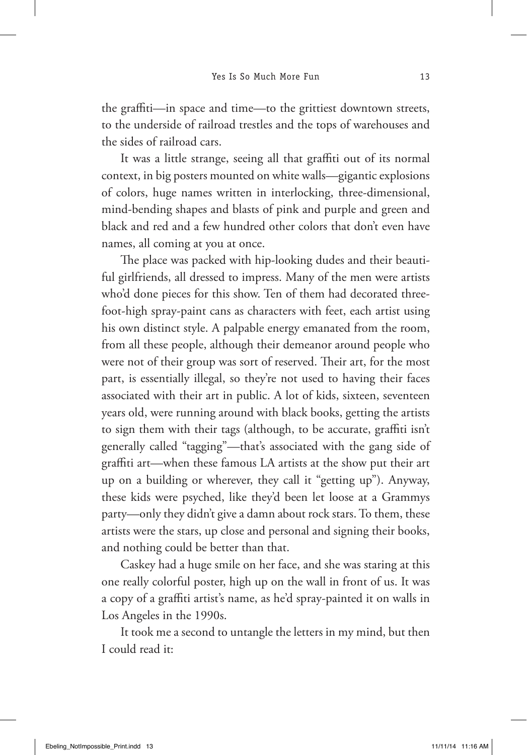the graffiti—in space and time—to the grittiest downtown streets, to the underside of railroad trestles and the tops of warehouses and the sides of railroad cars.

It was a little strange, seeing all that graffiti out of its normal context, in big posters mounted on white walls—gigantic explosions of colors, huge names written in interlocking, three-dimensional, mind-bending shapes and blasts of pink and purple and green and black and red and a few hundred other colors that don't even have names, all coming at you at once.

The place was packed with hip-looking dudes and their beautiful girlfriends, all dressed to impress. Many of the men were artists who'd done pieces for this show. Ten of them had decorated three-foot-high spray-paint cans as characters with feet, each artist using his own distinct style. A palpable energy emanated from the room, from all these people, although their demeanor around people who were not of their group was sort of reserved. Their art, for the most part, is essentially illegal, so they're not used to having their faces associated with their art in public. A lot of kids, sixteen, seventeen years old, were running around with black books, getting the artists to sign them with their tags (although, to be accurate, graffiti isn't generally called "tagging"—that's associated with the gang side of graffiti art—when these famous LA artists at the show put their art up on a building or wherever, they call it "getting up"). Anyway, these kids were psyched, like they'd been let loose at a Grammys party—only they didn't give a damn about rock stars. To them, these artists were the stars, up close and personal and signing their books, and nothing could be better than that.

Caskey had a huge smile on her face, and she was staring at this one really colorful poster, high up on the wall in front of us. It was a copy of a graffiti artist's name, as he'd spray-painted it on walls in Los Angeles in the 1990s.

It took me a second to untangle the letters in my mind, but then I could read it: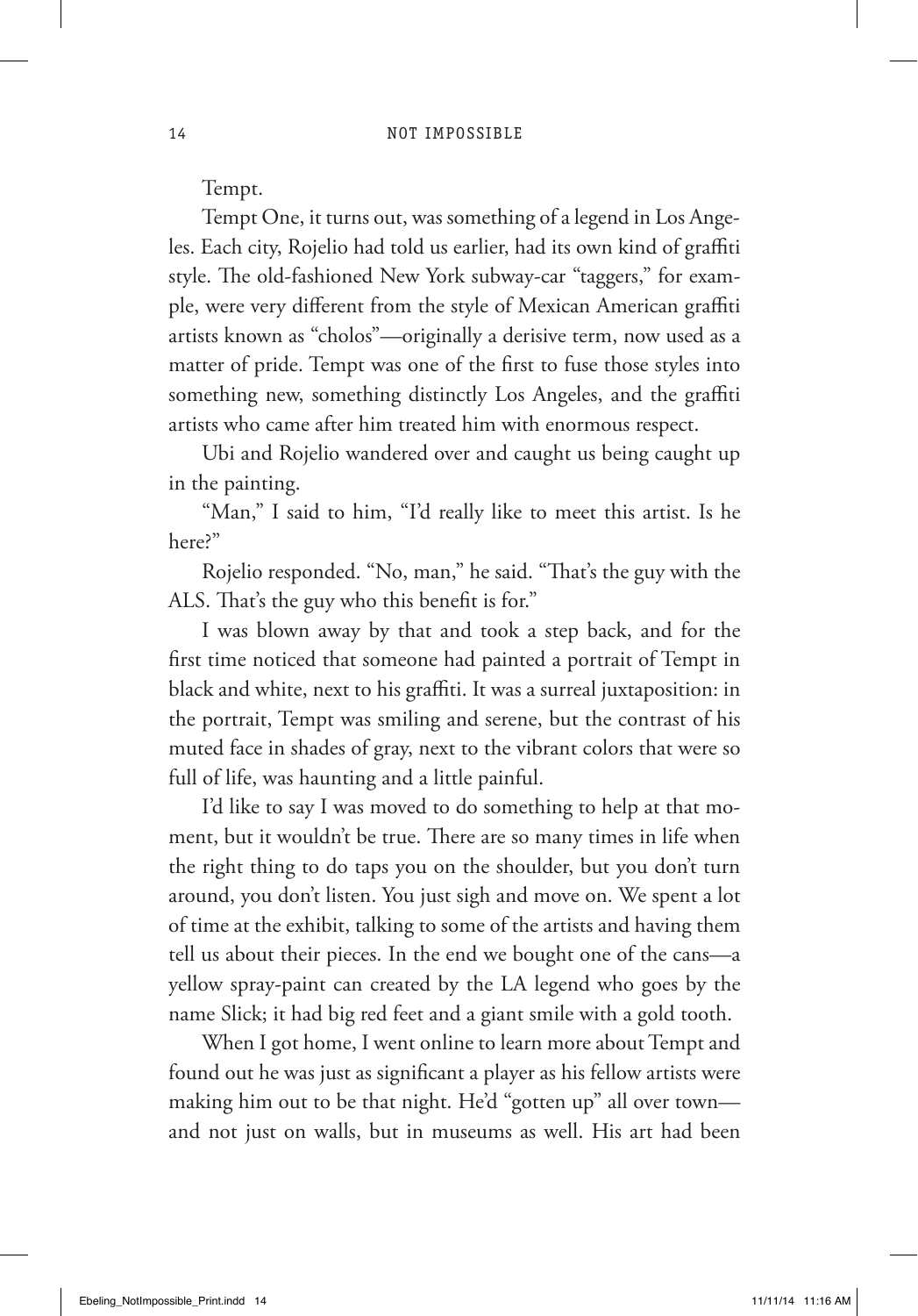Tempt.

Tempt One, it turns out, was something of a legend in Los Angeles. Each city, Rojelio had told us earlier, had its own kind of graffiti style. The old-fashioned New York subway-car "taggers," for example, were very different from the style of Mexican American graffiti artists known as "cholos"—originally a derisive term, now used as a matter of pride. Tempt was one of the first to fuse those styles into something new, something distinctly Los Angeles, and the graffiti artists who came after him treated him with enormous respect.

Ubi and Rojelio wandered over and caught us being caught up in the painting.

"Man," I said to him, "I'd really like to meet this artist. Is he here?"

Rojelio responded. "No, man," he said. "That's the guy with the ALS. That's the guy who this benefit is for."

I was blown away by that and took a step back, and for the first time noticed that someone had painted a portrait of Tempt in black and white, next to his graffiti. It was a surreal juxtaposition: in the portrait, Tempt was smiling and serene, but the contrast of his muted face in shades of gray, next to the vibrant colors that were so full of life, was haunting and a little painful.

I'd like to say I was moved to do something to help at that moment, but it wouldn't be true. There are so many times in life when the right thing to do taps you on the shoulder, but you don't turn around, you don't listen. You just sigh and move on. We spent a lot of time at the exhibit, talking to some of the artists and having them tell us about their pieces. In the end we bought one of the cans—a yellow spray-paint can created by the LA legend who goes by the name Slick; it had big red feet and a giant smile with a gold tooth.

When I got home, I went online to learn more about Tempt and found out he was just as significant a player as his fellow artists were making him out to be that night. He'd "gotten up" all over town—and not just on walls, but in museums as well. His art had been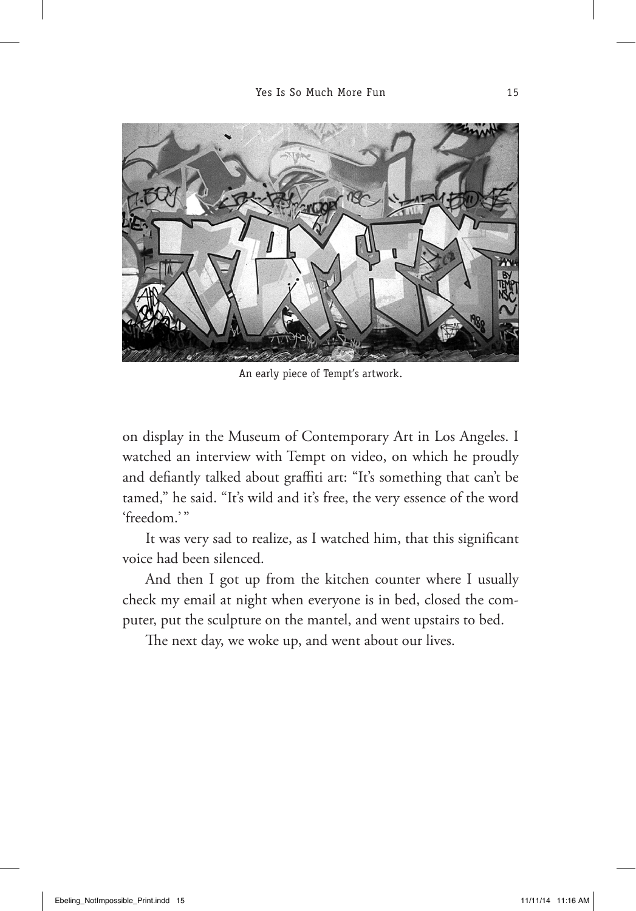An early piece of Tempt's artwork.

on display in the Museum of Contemporary Art in Los Angeles. I watched an interview with Tempt on video, on which he proudly and defiantly talked about graffiti art: "It's something that can't be tamed," he said. "It's wild and it's free, the very essence of the word 'freedom.'"

It was very sad to realize, as I watched him, that this significant voice had been silenced.

And then I got up from the kitchen counter where I usually check my email at night when everyone is in bed, closed the computer, put the sculpture on the mantel, and went upstairs to bed.

The next day, we woke up, and went about our lives.